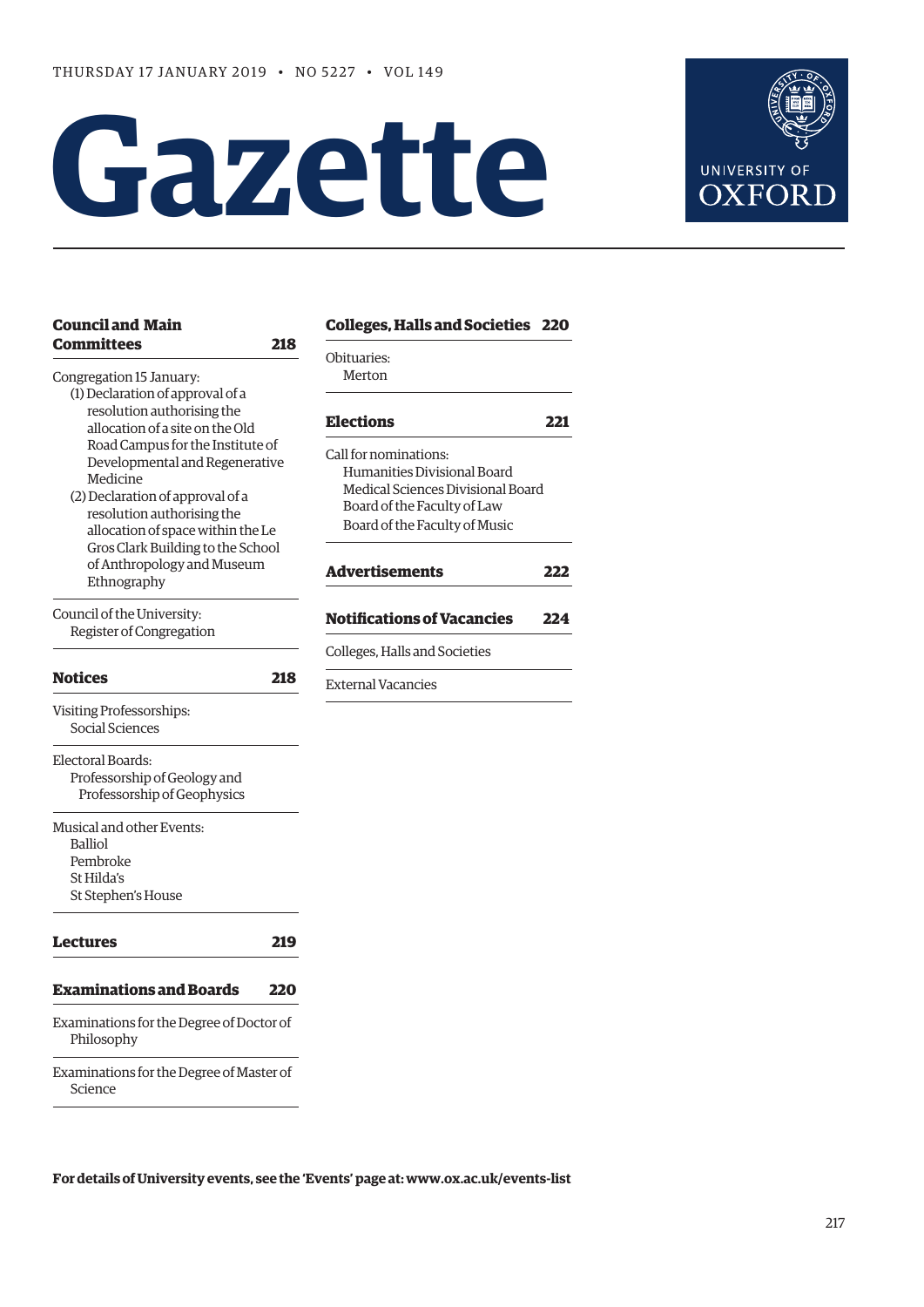THURSDAY 17 JANUARY 2019 • NO 5227 • VOL 149

# Gazette

UNIVERSITY OF OXFORD

## Council and Main Committees 218

Congregation 15 January:
- (1) Declaration of approval of a resolution authorising the allocation of a site on the Old Road Campus for the Institute of Developmental and Regenerative Medicine
- (2) Declaration of approval of a resolution authorising the allocation of space within the Le Gros Clark Building to the School of Anthropology and Museum Ethnography

Council of the University:
- Register of Congregation

## Notices 218

Visiting Professorships:
- Social Sciences

Electoral Boards:
- Professorship of Geology and Professorship of Geophysics

Musical and other Events:
- Balliol
- Pembroke
- St Hilda's
- St Stephen's House

## Lectures 219

## Examinations and Boards 220

Examinations for the Degree of Doctor of Philosophy

Examinations for the Degree of Master of Science

## Colleges, Halls and Societies 220

Obituaries:
- Merton

## Elections 221

Call for nominations:
- Humanities Divisional Board
- Medical Sciences Divisional Board
- Board of the Faculty of Law
- Board of the Faculty of Music

## Advertisements 222

## Notifications of Vacancies 224

Colleges, Halls and Societies

External Vacancies

**For details of University events, see the 'Events' page at: www.ox.ac.uk/events-list**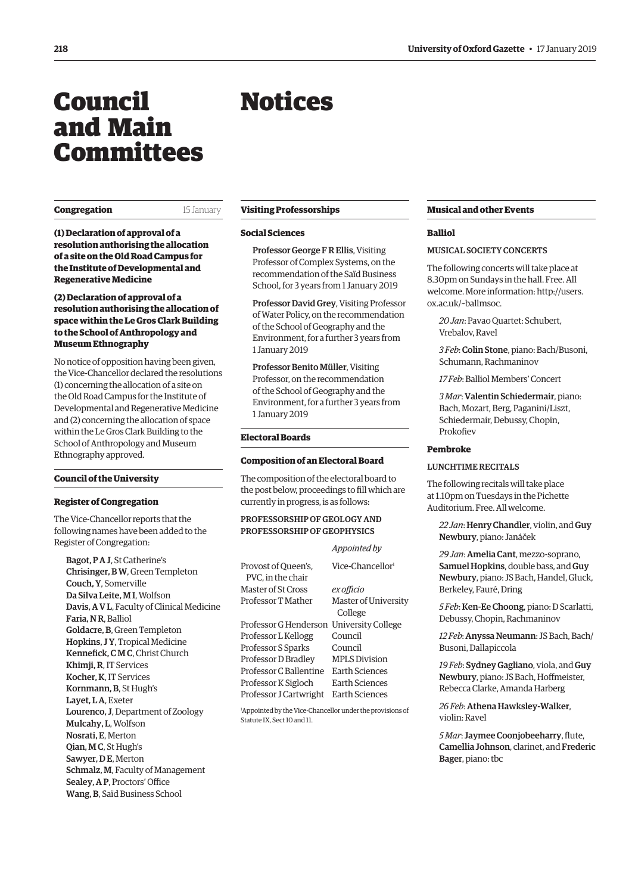# Council and Main Committees

# Notices

## Congregation

15 January

**(1) Declaration of approval of a resolution authorising the allocation of a site on the Old Road Campus for the Institute of Developmental and Regenerative Medicine**

**(2) Declaration of approval of a resolution authorising the allocation of space within the Le Gros Clark Building to the School of Anthropology and Museum Ethnography**

No notice of opposition having been given, the Vice-Chancellor declared the resolutions (1) concerning the allocation of a site on the Old Road Campus for the Institute of Developmental and Regenerative Medicine and (2) concerning the allocation of space within the Le Gros Clark Building to the School of Anthropology and Museum Ethnography approved.

## Council of the University

### Register of Congregation

The Vice-Chancellor reports that the following names have been added to the Register of Congregation:

**Bagot, P A J**, St Catherine's
**Chrisinger, B W**, Green Templeton
**Couch, Y**, Somerville
**Da Silva Leite, M I**, Wolfson
**Davis, A V L**, Faculty of Clinical Medicine
**Faria, N R**, Balliol
**Goldacre, B**, Green Templeton
**Hopkins, J Y**, Tropical Medicine
**Kennefick, C M C**, Christ Church
**Khimji, R**, IT Services
**Kocher, K**, IT Services
**Kornmann, B**, St Hugh's
**Layet, L A**, Exeter
**Lourenco, J**, Department of Zoology
**Mulcahy, L**, Wolfson
**Nosrati, E**, Merton
**Qian, M C**, St Hugh's
**Sawyer, D E**, Merton
**Schmalz, M**, Faculty of Management
**Sealey, A P**, Proctors' Office
**Wang, B**, Saïd Business School

## Visiting Professorships

### Social Sciences

**Professor George F R Ellis**, Visiting Professor of Complex Systems, on the recommendation of the Saïd Business School, for 3 years from 1 January 2019

**Professor David Grey**, Visiting Professor of Water Policy, on the recommendation of the School of Geography and the Environment, for a further 3 years from 1 January 2019

**Professor Benito Müller**, Visiting Professor, on the recommendation of the School of Geography and the Environment, for a further 3 years from 1 January 2019

## Electoral Boards

### Composition of an Electoral Board

The composition of the electoral board to the post below, proceedings to fill which are currently in progress, is as follows:

PROFESSORSHIP OF GEOLOGY AND PROFESSORSHIP OF GEOPHYSICS

| | *Appointed by* |
|---|---|
| Provost of Queen's, PVC, in the chair | Vice-Chancellor[1] |
| Master of St Cross | *ex officio* |
| Professor T Mather | Master of University College |
| Professor G Henderson | University College |
| Professor L Kellogg | Council |
| Professor S Sparks | Council |
| Professor D Bradley | MPLS Division |
| Professor C Ballentine | Earth Sciences |
| Professor K Sigloch | Earth Sciences |
| Professor J Cartwright | Earth Sciences |

[1]Appointed by the Vice-Chancellor under the provisions of Statute IX, Sect 10 and 11.

## Musical and other Events

### Balliol

MUSICAL SOCIETY CONCERTS

The following concerts will take place at 8.30pm on Sundays in the hall. Free. All welcome. More information: http://users.ox.ac.uk/~ballmsoc.

*20 Jan*: Pavao Quartet: Schubert, Vrebalov, Ravel

*3 Feb*: **Colin Stone**, piano: Bach/Busoni, Schumann, Rachmaninov

*17 Feb*: Balliol Members' Concert

*3 Mar*: **Valentin Schiedermair**, piano: Bach, Mozart, Berg, Paganini/Liszt, Schiedermair, Debussy, Chopin, Prokofiev

### Pembroke

LUNCHTIME RECITALS

The following recitals will take place at 1.10pm on Tuesdays in the Pichette Auditorium. Free. All welcome.

*22 Jan*: **Henry Chandler**, violin, and **Guy Newbury**, piano: Janáček

*29 Jan*: **Amelia Cant**, mezzo-soprano, **Samuel Hopkins**, double bass, and **Guy Newbury**, piano: JS Bach, Handel, Gluck, Berkeley, Fauré, Dring

*5 Feb*: **Ken-Ee Choong**, piano: D Scarlatti, Debussy, Chopin, Rachmaninov

*12 Feb*: **Anyssa Neumann**: JS Bach, Bach/Busoni, Dallapiccola

*19 Feb*: **Sydney Gagliano**, viola, and **Guy Newbury**, piano: JS Bach, Hoffmeister, Rebecca Clarke, Amanda Harberg

*26 Feb*: **Athena Hawksley-Walker**, violin: Ravel

*5 Mar*: **Jaymee Coonjobeeharry**, flute, **Camellia Johnson**, clarinet, and **Frederic Bager**, piano: tbc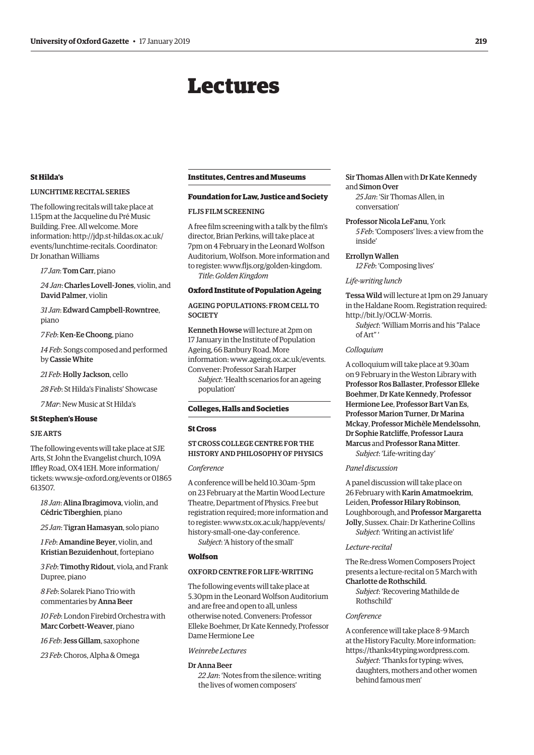# Lectures

## St Hilda's

### LUNCHTIME RECITAL SERIES

The following recitals will take place at 1.15pm at the Jacqueline du Pré Music Building. Free. All welcome. More information: http://jdp.st-hildas.ox.ac.uk/events/lunchtime-recitals. Coordinator: Dr Jonathan Williams

*17 Jan*: **Tom Carr**, piano

*24 Jan*: **Charles Lovell-Jones**, violin, and **David Palmer**, violin

*31 Jan*: **Edward Campbell-Rowntree**, piano

*7 Feb*: **Ken-Ee Choong**, piano

*14 Feb*: Songs composed and performed by **Cassie White**

*21 Feb*: **Holly Jackson**, cello

*28 Feb*: St Hilda's Finalists' Showcase

*7 Mar*: New Music at St Hilda's

## St Stephen's House

### SJE ARTS

The following events will take place at SJE Arts, St John the Evangelist church, 109A Iffley Road, OX4 1EH. More information/tickets: www.sje-oxford.org/events or 01865 613507.

*18 Jan*: **Alina Ibragimova**, violin, and **Cédric Tiberghien**, piano

*25 Jan*: **Tigran Hamasyan**, solo piano

*1 Feb*: **Amandine Beyer**, violin, and **Kristian Bezuidenhout**, fortepiano

*3 Feb*: **Timothy Ridout**, viola, and Frank Dupree, piano

*8 Feb*: Solarek Piano Trio with commentaries by **Anna Beer**

*10 Feb*: London Firebird Orchestra with **Marc Corbett-Weaver**, piano

*16 Feb*: **Jess Gillam**, saxophone

*23 Feb*: Choros, Alpha & Omega

## Institutes, Centres and Museums

### Foundation for Law, Justice and Society

#### FLJS FILM SCREENING

A free film screening with a talk by the film's director, Brian Perkins, will take place at 7pm on 4 February in the Leonard Wolfson Auditorium, Wolfson. More information and to register: www.fljs.org/golden-kingdom.

*Title*: *Golden Kingdom*

### Oxford Institute of Population Ageing

#### AGEING POPULATIONS: FROM CELL TO SOCIETY

**Kenneth Howse** will lecture at 2pm on 17 January in the Institute of Population Ageing, 66 Banbury Road. More information: www.ageing.ox.ac.uk/events. Convener: Professor Sarah Harper

*Subject*: 'Health scenarios for an ageing population'

## Colleges, Halls and Societies

### St Cross

#### ST CROSS COLLEGE CENTRE FOR THE HISTORY AND PHILOSOPHY OF PHYSICS

*Conference*

A conference will be held 10.30am–5pm on 23 February at the Martin Wood Lecture Theatre, Department of Physics. Free but registration required; more information and to register: www.stx.ox.ac.uk/happ/events/history-small-one-day-conference.

*Subject*: 'A history of the small'

### Wolfson

#### OXFORD CENTRE FOR LIFE-WRITING

The following events will take place at 5.30pm in the Leonard Wolfson Auditorium and are free and open to all, unless otherwise noted. Conveners: Professor Elleke Boehmer, Dr Kate Kennedy, Professor Dame Hermione Lee

*Weinrebe Lectures*

**Dr Anna Beer**
*22 Jan*: 'Notes from the silence: writing the lives of women composers'

**Sir Thomas Allen** with **Dr Kate Kennedy** and **Simon Over**
*25 Jan*: 'Sir Thomas Allen, in conversation'

**Professor Nicola LeFanu**, York
*5 Feb*: 'Composers' lives: a view from the inside'

**Errollyn Wallen**
*12 Feb*: 'Composing lives'

*Life-writing lunch*

**Tessa Wild** will lecture at 1pm on 29 January in the Haldane Room. Registration required: http://bit.ly/OCLW-Morris.

*Subject*: 'William Morris and his "Palace of Art" '

*Colloquium*

A colloquium will take place at 9.30am on 9 February in the Weston Library with **Professor Ros Ballaster**, **Professor Elleke Boehmer**, **Dr Kate Kennedy**, **Professor Hermione Lee**, **Professor Bart Van Es**, **Professor Marion Turner**, **Dr Marina Mckay**, **Professor Michèle Mendelssohn**, **Dr Sophie Ratcliffe**, **Professor Laura Marcus** and **Professor Rana Mitter**.

*Subject*: 'Life-writing day'

*Panel discussion*

A panel discussion will take place on 26 February with **Karin Amatmoekrim**, Leiden, **Professor Hilary Robinson**, Loughborough, and **Professor Margaretta Jolly**, Sussex. Chair: Dr Katherine Collins

*Subject*: 'Writing an activist life'

*Lecture-recital*

The Re:dress Women Composers Project presents a lecture-recital on 5 March with **Charlotte de Rothschild**.

*Subject*: 'Recovering Mathilde de Rothschild'

*Conference*

A conference will take place 8–9 March at the History Faculty. More information: https://thanks4typing.wordpress.com.

*Subject*: 'Thanks for typing: wives, daughters, mothers and other women behind famous men'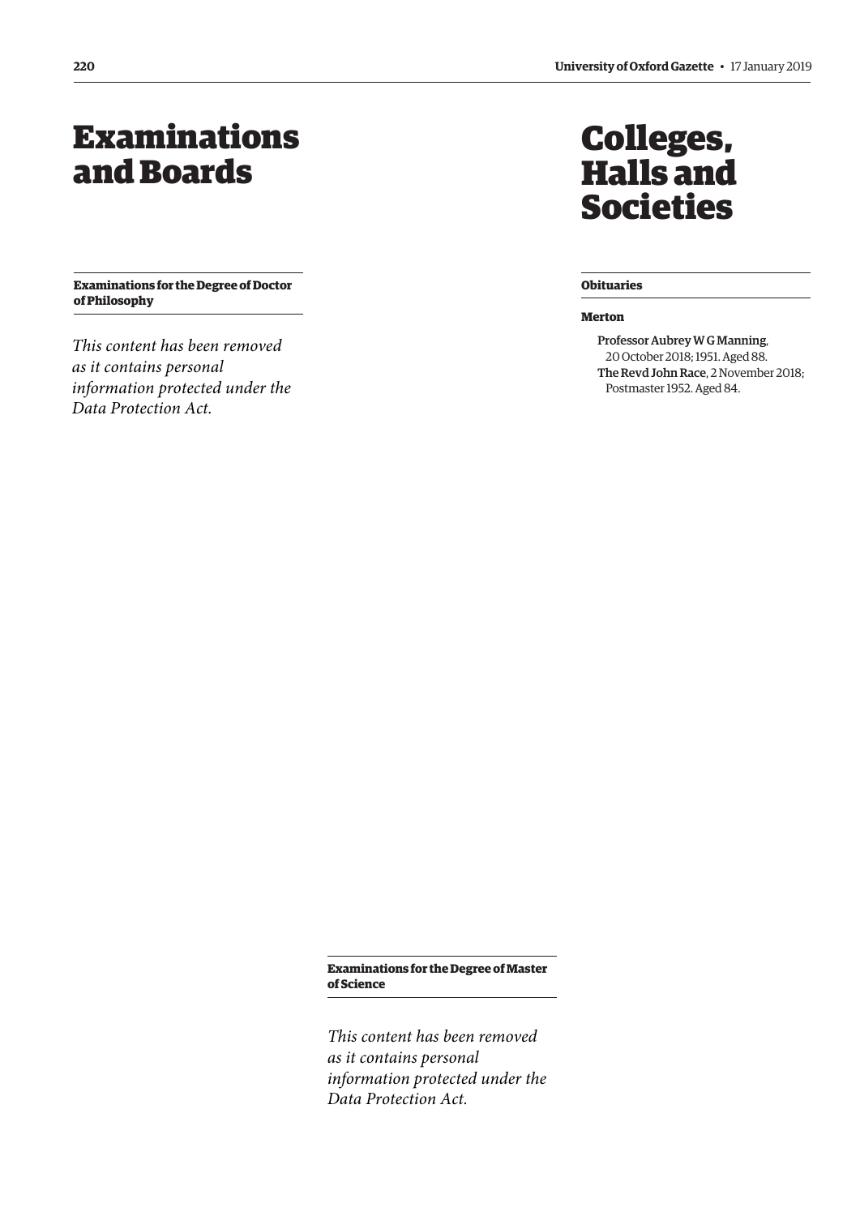# Examinations and Boards

### Examinations for the Degree of Doctor of Philosophy

*This content has been removed as it contains personal information protected under the Data Protection Act.*

### Examinations for the Degree of Master of Science

*This content has been removed as it contains personal information protected under the Data Protection Act.*

# Colleges, Halls and Societies

### Obituaries

**Merton**

**Professor Aubrey W G Manning**, 20 October 2018; 1951. Aged 88.

**The Revd John Race**, 2 November 2018; Postmaster 1952. Aged 84.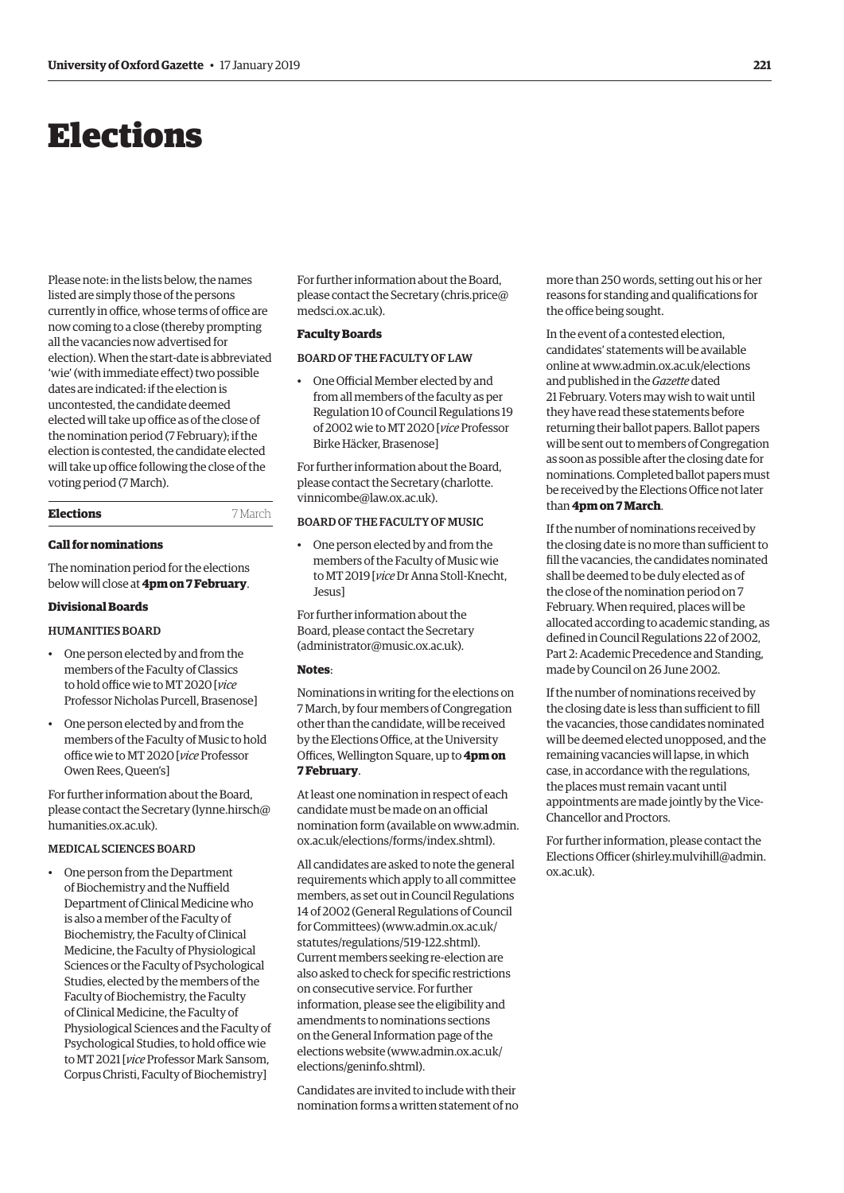# Elections

Please note: in the lists below, the names listed are simply those of the persons currently in office, whose terms of office are now coming to a close (thereby prompting all the vacancies now advertised for election). When the start-date is abbreviated 'wie' (with immediate effect) two possible dates are indicated: if the election is uncontested, the candidate deemed elected will take up office as of the close of the nomination period (7 February); if the election is contested, the candidate elected will take up office following the close of the voting period (7 March).

## Elections 7 March

### Call for nominations

The nomination period for the elections below will close at **4pm on 7 February**.

### Divisional Boards

#### HUMANITIES BOARD

- One person elected by and from the members of the Faculty of Classics to hold office wie to MT 2020 [*vice* Professor Nicholas Purcell, Brasenose]
- One person elected by and from the members of the Faculty of Music to hold office wie to MT 2020 [*vice* Professor Owen Rees, Queen's]

For further information about the Board, please contact the Secretary (lynne.hirsch@humanities.ox.ac.uk).

#### MEDICAL SCIENCES BOARD

- One person from the Department of Biochemistry and the Nuffield Department of Clinical Medicine who is also a member of the Faculty of Biochemistry, the Faculty of Clinical Medicine, the Faculty of Physiological Sciences or the Faculty of Psychological Studies, elected by the members of the Faculty of Biochemistry, the Faculty of Clinical Medicine, the Faculty of Physiological Sciences and the Faculty of Psychological Studies, to hold office wie to MT 2021 [*vice* Professor Mark Sansom, Corpus Christi, Faculty of Biochemistry]

For further information about the Board, please contact the Secretary (chris.price@medsci.ox.ac.uk).

### Faculty Boards

#### BOARD OF THE FACULTY OF LAW

- One Official Member elected by and from all members of the faculty as per Regulation 10 of Council Regulations 19 of 2002 wie to MT 2020 [*vice* Professor Birke Häcker, Brasenose]

For further information about the Board, please contact the Secretary (charlotte.vinnicombe@law.ox.ac.uk).

#### BOARD OF THE FACULTY OF MUSIC

- One person elected by and from the members of the Faculty of Music wie to MT 2019 [*vice* Dr Anna Stoll-Knecht, Jesus]

For further information about the Board, please contact the Secretary (administrator@music.ox.ac.uk).

### Notes:

Nominations in writing for the elections on 7 March, by four members of Congregation other than the candidate, will be received by the Elections Office, at the University Offices, Wellington Square, up to **4pm on 7 February**.

At least one nomination in respect of each candidate must be made on an official nomination form (available on www.admin.ox.ac.uk/elections/forms/index.shtml).

All candidates are asked to note the general requirements which apply to all committee members, as set out in Council Regulations 14 of 2002 (General Regulations of Council for Committees) (www.admin.ox.ac.uk/statutes/regulations/519-122.shtml). Current members seeking re-election are also asked to check for specific restrictions on consecutive service. For further information, please see the eligibility and amendments to nominations sections on the General Information page of the elections website (www.admin.ox.ac.uk/elections/geninfo.shtml).

Candidates are invited to include with their nomination forms a written statement of no more than 250 words, setting out his or her reasons for standing and qualifications for the office being sought.

In the event of a contested election, candidates' statements will be available online at www.admin.ox.ac.uk/elections and published in the *Gazette* dated 21 February. Voters may wish to wait until they have read these statements before returning their ballot papers. Ballot papers will be sent out to members of Congregation as soon as possible after the closing date for nominations. Completed ballot papers must be received by the Elections Office not later than **4pm on 7 March**.

If the number of nominations received by the closing date is no more than sufficient to fill the vacancies, the candidates nominated shall be deemed to be duly elected as of the close of the nomination period on 7 February. When required, places will be allocated according to academic standing, as defined in Council Regulations 22 of 2002, Part 2: Academic Precedence and Standing, made by Council on 26 June 2002.

If the number of nominations received by the closing date is less than sufficient to fill the vacancies, those candidates nominated will be deemed elected unopposed, and the remaining vacancies will lapse, in which case, in accordance with the regulations, the places must remain vacant until appointments are made jointly by the Vice-Chancellor and Proctors.

For further information, please contact the Elections Officer (shirley.mulvihill@admin.ox.ac.uk).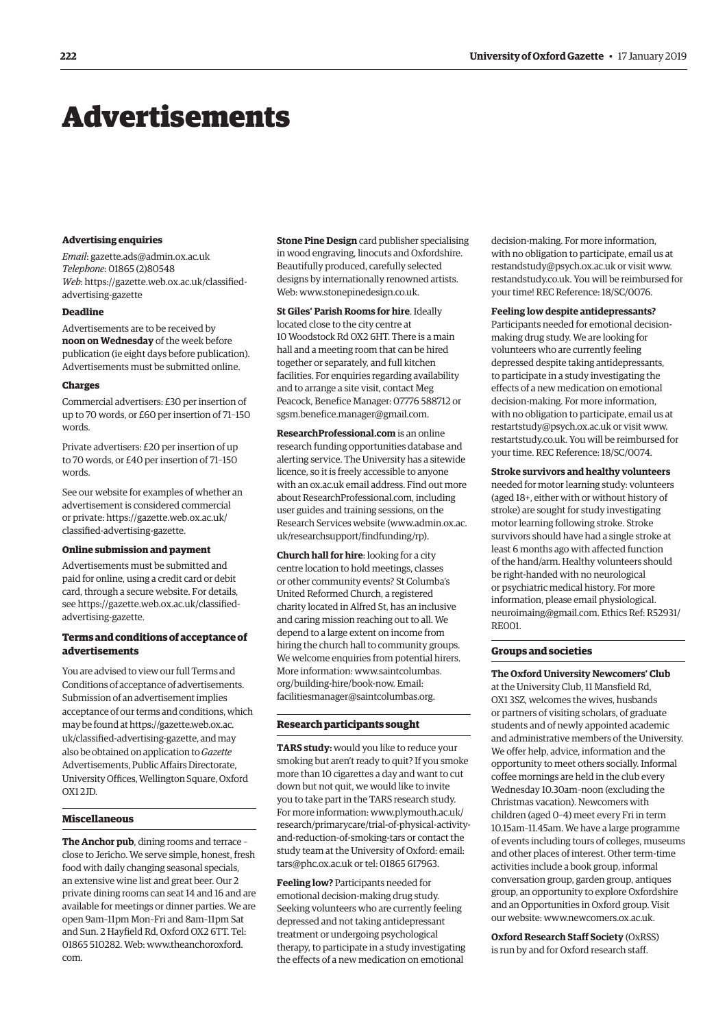# Advertisements

### Advertising enquiries

*Email*: gazette.ads@admin.ox.ac.uk
*Telephone*: 01865 (2)80548
*Web*: https://gazette.web.ox.ac.uk/classified-advertising-gazette

### Deadline

Advertisements are to be received by **noon on Wednesday** of the week before publication (ie eight days before publication). Advertisements must be submitted online.

### Charges

Commercial advertisers: £30 per insertion of up to 70 words, or £60 per insertion of 71–150 words.

Private advertisers: £20 per insertion of up to 70 words, or £40 per insertion of 71–150 words.

See our website for examples of whether an advertisement is considered commercial or private: https://gazette.web.ox.ac.uk/classified-advertising-gazette.

### Online submission and payment

Advertisements must be submitted and paid for online, using a credit card or debit card, through a secure website. For details, see https://gazette.web.ox.ac.uk/classified-advertising-gazette.

### Terms and conditions of acceptance of advertisements

You are advised to view our full Terms and Conditions of acceptance of advertisements. Submission of an advertisement implies acceptance of our terms and conditions, which may be found at https://gazette.web.ox.ac.uk/classified-advertising-gazette, and may also be obtained on application to *Gazette* Advertisements, Public Affairs Directorate, University Offices, Wellington Square, Oxford OX1 2JD.

## Miscellaneous

**The Anchor pub**, dining rooms and terrace – close to Jericho. We serve simple, honest, fresh food with daily changing seasonal specials, an extensive wine list and great beer. Our 2 private dining rooms can seat 14 and 16 and are available for meetings or dinner parties. We are open 9am–11pm Mon–Fri and 8am–11pm Sat and Sun. 2 Hayfield Rd, Oxford OX2 6TT. Tel: 01865 510282. Web: www.theanchoroxford.com.

**Stone Pine Design** card publisher specialising in wood engraving, linocuts and Oxfordshire. Beautifully produced, carefully selected designs by internationally renowned artists. Web: www.stonepinedesign.co.uk.

**St Giles' Parish Rooms for hire**. Ideally located close to the city centre at 10 Woodstock Rd OX2 6HT. There is a main hall and a meeting room that can be hired together or separately, and full kitchen facilities. For enquiries regarding availability and to arrange a site visit, contact Meg Peacock, Benefice Manager: 07776 588712 or sgsm.benefice.manager@gmail.com.

**ResearchProfessional.com** is an online research funding opportunities database and alerting service. The University has a sitewide licence, so it is freely accessible to anyone with an ox.ac.uk email address. Find out more about ResearchProfessional.com, including user guides and training sessions, on the Research Services website (www.admin.ox.ac.uk/researchsupport/findfunding/rp).

**Church hall for hire**: looking for a city centre location to hold meetings, classes or other community events? St Columba's United Reformed Church, a registered charity located in Alfred St, has an inclusive and caring mission reaching out to all. We depend to a large extent on income from hiring the church hall to community groups. We welcome enquiries from potential hirers. More information: www.saintcolumbas.org/building-hire/book-now. Email: facilitiesmanager@saintcolumbas.org.

## Research participants sought

**TARS study:** would you like to reduce your smoking but aren't ready to quit? If you smoke more than 10 cigarettes a day and want to cut down but not quit, we would like to invite you to take part in the TARS research study. For more information: www.plymouth.ac.uk/research/primarycare/trial-of-physical-activity-and-reduction-of-smoking-tars or contact the study team at the University of Oxford: email: tars@phc.ox.ac.uk or tel: 01865 617963.

**Feeling low?** Participants needed for emotional decision-making drug study. Seeking volunteers who are currently feeling depressed and not taking antidepressant treatment or undergoing psychological therapy, to participate in a study investigating the effects of a new medication on emotional decision-making. For more information, with no obligation to participate, email us at restandstudy@psych.ox.ac.uk or visit www.restandstudy.co.uk. You will be reimbursed for your time! REC Reference: 18/SC/0076.

**Feeling low despite antidepressants?** Participants needed for emotional decision-making drug study. We are looking for volunteers who are currently feeling depressed despite taking antidepressants, to participate in a study investigating the effects of a new medication on emotional decision-making. For more information, with no obligation to participate, email us at restartstudy@psych.ox.ac.uk or visit www.restartstudy.co.uk. You will be reimbursed for your time. REC Reference: 18/SC/0074.

**Stroke survivors and healthy volunteers** needed for motor learning study: volunteers (aged 18+, either with or without history of stroke) are sought for study investigating motor learning following stroke. Stroke survivors should have had a single stroke at least 6 months ago with affected function of the hand/arm. Healthy volunteers should be right-handed with no neurological or psychiatric medical history. For more information, please email physiological.neuroimaing@gmail.com. Ethics Ref: R52931/RE001.

## Groups and societies

**The Oxford University Newcomers' Club** at the University Club, 11 Mansfield Rd, OX1 3SZ, welcomes the wives, husbands or partners of visiting scholars, of graduate students and of newly appointed academic and administrative members of the University. We offer help, advice, information and the opportunity to meet others socially. Informal coffee mornings are held in the club every Wednesday 10.30am–noon (excluding the Christmas vacation). Newcomers with children (aged 0–4) meet every Fri in term 10.15am–11.45am. We have a large programme of events including tours of colleges, museums and other places of interest. Other term-time activities include a book group, informal conversation group, garden group, antiques group, an opportunity to explore Oxfordshire and an Opportunities in Oxford group. Visit our website: www.newcomers.ox.ac.uk.

**Oxford Research Staff Society** (OxRSS) is run by and for Oxford research staff.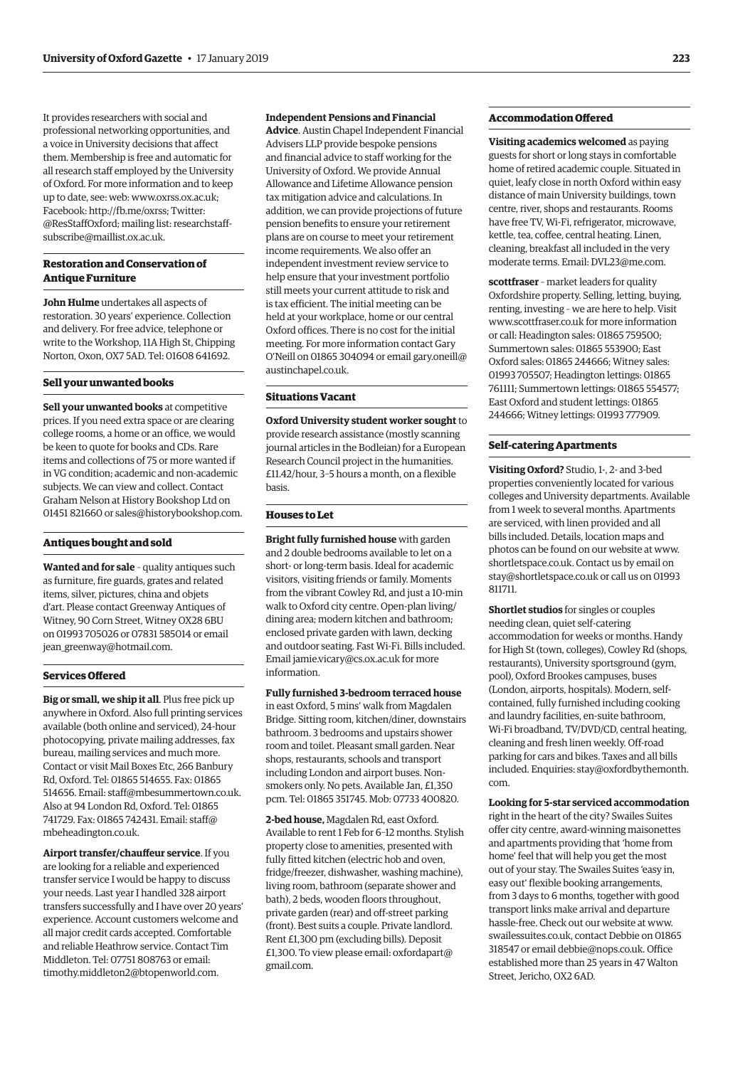It provides researchers with social and professional networking opportunities, and a voice in University decisions that affect them. Membership is free and automatic for all research staff employed by the University of Oxford. For more information and to keep up to date, see: web: www.oxrss.ox.ac.uk; Facebook: http://fb.me/oxrss; Twitter: @ResStaffOxford; mailing list: researchstaff-subscribe@maillist.ox.ac.uk.

### Restoration and Conservation of Antique Furniture

**John Hulme** undertakes all aspects of restoration. 30 years' experience. Collection and delivery. For free advice, telephone or write to the Workshop, 11A High St, Chipping Norton, Oxon, OX7 5AD. Tel: 01608 641692.

### Sell your unwanted books

**Sell your unwanted books** at competitive prices. If you need extra space or are clearing college rooms, a home or an office, we would be keen to quote for books and CDs. Rare items and collections of 75 or more wanted if in VG condition; academic and non-academic subjects. We can view and collect. Contact Graham Nelson at History Bookshop Ltd on 01451 821660 or sales@historybookshop.com.

### Antiques bought and sold

**Wanted and for sale** – quality antiques such as furniture, fire guards, grates and related items, silver, pictures, china and objets d'art. Please contact Greenway Antiques of Witney, 90 Corn Street, Witney OX28 6BU on 01993 705026 or 07831 585014 or email jean_greenway@hotmail.com.

### Services Offered

**Big or small, we ship it all**. Plus free pick up anywhere in Oxford. Also full printing services available (both online and serviced), 24-hour photocopying, private mailing addresses, fax bureau, mailing services and much more. Contact or visit Mail Boxes Etc, 266 Banbury Rd, Oxford. Tel: 01865 514655. Fax: 01865 514656. Email: staff@mbesummertown.co.uk. Also at 94 London Rd, Oxford. Tel: 01865 741729. Fax: 01865 742431. Email: staff@mbeheadington.co.uk.

**Airport transfer/chauffeur service**. If you are looking for a reliable and experienced transfer service I would be happy to discuss your needs. Last year I handled 328 airport transfers successfully and I have over 20 years' experience. Account customers welcome and all major credit cards accepted. Comfortable and reliable Heathrow service. Contact Tim Middleton. Tel: 07751 808763 or email: timothy.middleton2@btopenworld.com.

**Independent Pensions and Financial Advice**. Austin Chapel Independent Financial Advisers LLP provide bespoke pensions and financial advice to staff working for the University of Oxford. We provide Annual Allowance and Lifetime Allowance pension tax mitigation advice and calculations. In addition, we can provide projections of future pension benefits to ensure your retirement plans are on course to meet your retirement income requirements. We also offer an independent investment review service to help ensure that your investment portfolio still meets your current attitude to risk and is tax efficient. The initial meeting can be held at your workplace, home or our central Oxford offices. There is no cost for the initial meeting. For more information contact Gary O'Neill on 01865 304094 or email gary.oneill@austinchapel.co.uk.

### Situations Vacant

**Oxford University student worker sought** to provide research assistance (mostly scanning journal articles in the Bodleian) for a European Research Council project in the humanities. £11.42/hour, 3–5 hours a month, on a flexible basis.

### Houses to Let

**Bright fully furnished house** with garden and 2 double bedrooms available to let on a short- or long-term basis. Ideal for academic visitors, visiting friends or family. Moments from the vibrant Cowley Rd, and just a 10-min walk to Oxford city centre. Open-plan living/dining area; modern kitchen and bathroom; enclosed private garden with lawn, decking and outdoor seating. Fast Wi-Fi. Bills included. Email jamie.vicary@cs.ox.ac.uk for more information.

**Fully furnished 3-bedroom terraced house** in east Oxford, 5 mins' walk from Magdalen Bridge. Sitting room, kitchen/diner, downstairs bathroom. 3 bedrooms and upstairs shower room and toilet. Pleasant small garden. Near shops, restaurants, schools and transport including London and airport buses. Non-smokers only. No pets. Available Jan, £1,350 pcm. Tel: 01865 351745. Mob: 07733 400820.

**2-bed house,** Magdalen Rd, east Oxford. Available to rent 1 Feb for 6–12 months. Stylish property close to amenities, presented with fully fitted kitchen (electric hob and oven, fridge/freezer, dishwasher, washing machine), living room, bathroom (separate shower and bath), 2 beds, wooden floors throughout, private garden (rear) and off-street parking (front). Best suits a couple. Private landlord. Rent £1,300 pm (excluding bills). Deposit £1,300. To view please email: oxfordapart@gmail.com.

### Accommodation Offered

**Visiting academics welcomed** as paying guests for short or long stays in comfortable home of retired academic couple. Situated in quiet, leafy close in north Oxford within easy distance of main University buildings, town centre, river, shops and restaurants. Rooms have free TV, Wi-Fi, refrigerator, microwave, kettle, tea, coffee, central heating. Linen, cleaning, breakfast all included in the very moderate terms. Email: DVL23@me.com.

**scottfraser** – market leaders for quality Oxfordshire property. Selling, letting, buying, renting, investing – we are here to help. Visit www.scottfraser.co.uk for more information or call: Headington sales: 01865 759500; Summertown sales: 01865 553900; East Oxford sales: 01865 244666; Witney sales: 01993 705507; Headington lettings: 01865 761111; Summertown lettings: 01865 554577; East Oxford and student lettings: 01865 244666; Witney lettings: 01993 777909.

### Self-catering Apartments

**Visiting Oxford?** Studio, 1-, 2- and 3-bed properties conveniently located for various colleges and University departments. Available from 1 week to several months. Apartments are serviced, with linen provided and all bills included. Details, location maps and photos can be found on our website at www.shortletspace.co.uk. Contact us by email on stay@shortletspace.co.uk or call us on 01993 811711.

**Shortlet studios** for singles or couples needing clean, quiet self-catering accommodation for weeks or months. Handy for High St (town, colleges), Cowley Rd (shops, restaurants), University sportsground (gym, pool), Oxford Brookes campuses, buses (London, airports, hospitals). Modern, self-contained, fully furnished including cooking and laundry facilities, en-suite bathroom, Wi-Fi broadband, TV/DVD/CD, central heating, cleaning and fresh linen weekly. Off-road parking for cars and bikes. Taxes and all bills included. Enquiries: stay@oxfordbythemonth.com.

**Looking for 5-star serviced accommodation** right in the heart of the city? Swailes Suites offer city centre, award-winning maisonettes and apartments providing that 'home from home' feel that will help you get the most out of your stay. The Swailes Suites 'easy in, easy out' flexible booking arrangements, from 3 days to 6 months, together with good transport links make arrival and departure hassle-free. Check out our website at www.swailessuites.co.uk, contact Debbie on 01865 318547 or email debbie@nops.co.uk. Office established more than 25 years in 47 Walton Street, Jericho, OX2 6AD.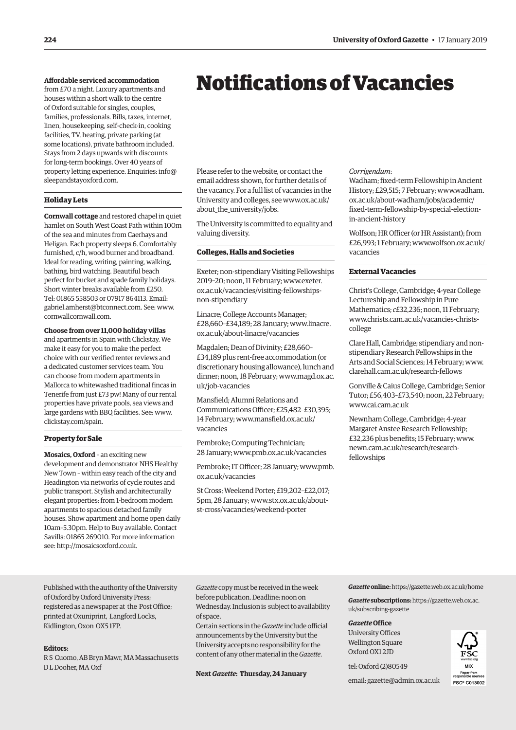**Affordable serviced accommodation** from £70 a night. Luxury apartments and houses within a short walk to the centre of Oxford suitable for singles, couples, families, professionals. Bills, taxes, internet, linen, housekeeping, self-check-in, cooking facilities, TV, heating, private parking (at some locations), private bathroom included. Stays from 2 days upwards with discounts for long-term bookings. Over 40 years of property letting experience. Enquiries: info@sleepandstayoxford.com.

### Holiday Lets

**Cornwall cottage** and restored chapel in quiet hamlet on South West Coast Path within 100m of the sea and minutes from Caerhays and Heligan. Each property sleeps 6. Comfortably furnished, c/h, wood burner and broadband. Ideal for reading, writing, painting, walking, bathing, bird watching. Beautiful beach perfect for bucket and spade family holidays. Short winter breaks available from £250. Tel: 01865 558503 or 07917 864113. Email: gabriel.amherst@btconnect.com. See: www.cornwallcornwall.com.

**Choose from over 11,000 holiday villas** and apartments in Spain with Clickstay. We make it easy for you to make the perfect choice with our verified renter reviews and a dedicated customer services team. You can choose from modern apartments in Mallorca to whitewashed traditional fincas in Tenerife from just £73 pw! Many of our rental properties have private pools, sea views and large gardens with BBQ facilities. See: www.clickstay.com/spain.

### Property for Sale

**Mosaics, Oxford** – an exciting new development and demonstrator NHS Healthy New Town – within easy reach of the city and Headington via networks of cycle routes and public transport. Stylish and architecturally elegant properties: from 1-bedroom modern apartments to spacious detached family houses. Show apartment and home open daily 10am–5.30pm. Help to Buy available. Contact Savills: 01865 269010. For more information see: http://mosaicsoxford.co.uk.

# Notifications of Vacancies

Please refer to the website, or contact the email address shown, for further details of the vacancy. For a full list of vacancies in the University and colleges, see www.ox.ac.uk/about_the_university/jobs.

The University is committed to equality and valuing diversity.

### Colleges, Halls and Societies

Exeter; non-stipendiary Visiting Fellowships 2019–20; noon, 11 February; www.exeter.ox.ac.uk/vacancies/visiting-fellowships-non-stipendiary

Linacre; College Accounts Manager; £28,660–£34,189; 28 January; www.linacre.ox.ac.uk/about-linacre/vacancies

Magdalen; Dean of Divinity; £28,660–£34,189 plus rent-free accommodation (or discretionary housing allowance), lunch and dinner; noon, 18 February; www.magd.ox.ac.uk/job-vacancies

Mansfield; Alumni Relations and Communications Officer; £25,482–£30,395; 14 February; www.mansfield.ox.ac.uk/vacancies

Pembroke; Computing Technician; 28 January; www.pmb.ox.ac.uk/vacancies

Pembroke; IT Officer; 28 January; www.pmb.ox.ac.uk/vacancies

St Cross; Weekend Porter; £19,202–£22,017; 5pm, 28 January; www.stx.ox.ac.uk/about-st-cross/vacancies/weekend-porter

*Corrigendum*:
Wadham; fixed-term Fellowship in Ancient History; £29,515; 7 February; www.wadham.ox.ac.uk/about-wadham/jobs/academic/fixed-term-fellowship-by-special-election-in-ancient-history

Wolfson; HR Officer (or HR Assistant); from £26,993; 1 February; www.wolfson.ox.ac.uk/vacancies

### External Vacancies

Christ's College, Cambridge; 4-year College Lectureship and Fellowship in Pure Mathematics; *c*£32,236; noon, 11 February; www.christs.cam.ac.uk/vacancies-christs-college

Clare Hall, Cambridge; stipendiary and non-stipendiary Research Fellowships in the Arts and Social Sciences; 14 February; www.clarehall.cam.ac.uk/research-fellows

Gonville & Caius College, Cambridge; Senior Tutor; £56,403–£73,540; noon, 22 February; www.cai.cam.ac.uk

Newnham College, Cambridge; 4-year Margaret Anstee Research Fellowship; £32,236 plus benefits; 15 February; www.newn.cam.ac.uk/research/research-fellowships

Published with the authority of the University of Oxford by Oxford University Press; registered as a newspaper at the Post Office; printed at Oxuniprint, Langford Locks, Kidlington, Oxon OX5 1FP.

**Editors:**
R S Cuomo, AB Bryn Mawr, MA Massachusetts
D L Dooher, MA Oxf

*Gazette* copy must be received in the week before publication. Deadline: noon on Wednesday. Inclusion is subject to availability of space.
Certain sections in the *Gazette* include official announcements by the University but the University accepts no responsibility for the content of any other material in the *Gazette*.

**Next *Gazette*: Thursday, 24 January**

***Gazette* online:** https://gazette.web.ox.ac.uk/home

***Gazette* subscriptions:** https://gazette.web.ox.ac.uk/subscribing-gazette

***Gazette* Office**
University Offices
Wellington Square
Oxford OX1 2JD

tel: Oxford (2)80549

email: gazette@admin.ox.ac.uk

FSC
www.fsc.org
MIX
Paper from responsible sources
FSC® C013002